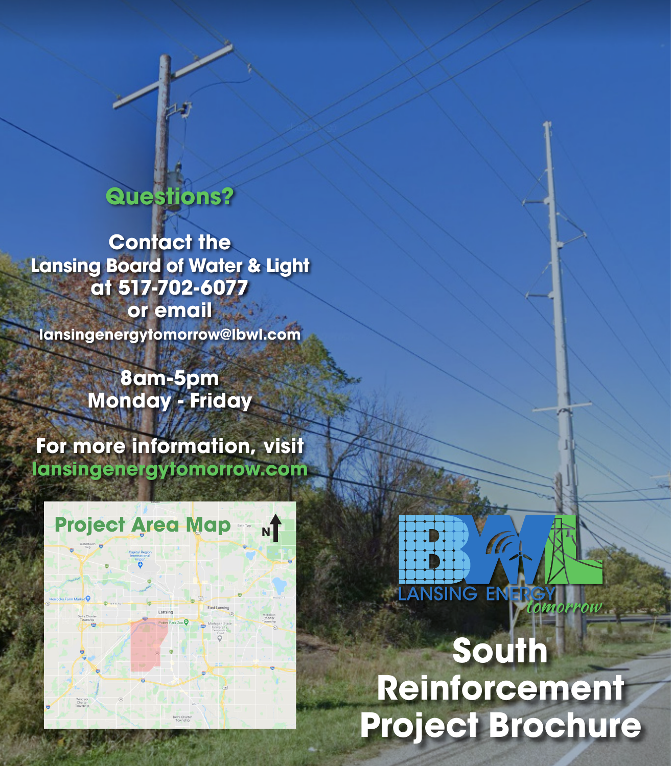## Questions?

**Contact the Lansing Board of Water & Light at 517-702-6077 or email lansingenergytomorrow@lbwl.com**

**8am-5pm**
**Monday - Friday**

**For more information, visit lansingenergytomorrow.com**

### Project Area Map

LANSING ENERGY *tomorrow*

# South Reinforcement Project Brochure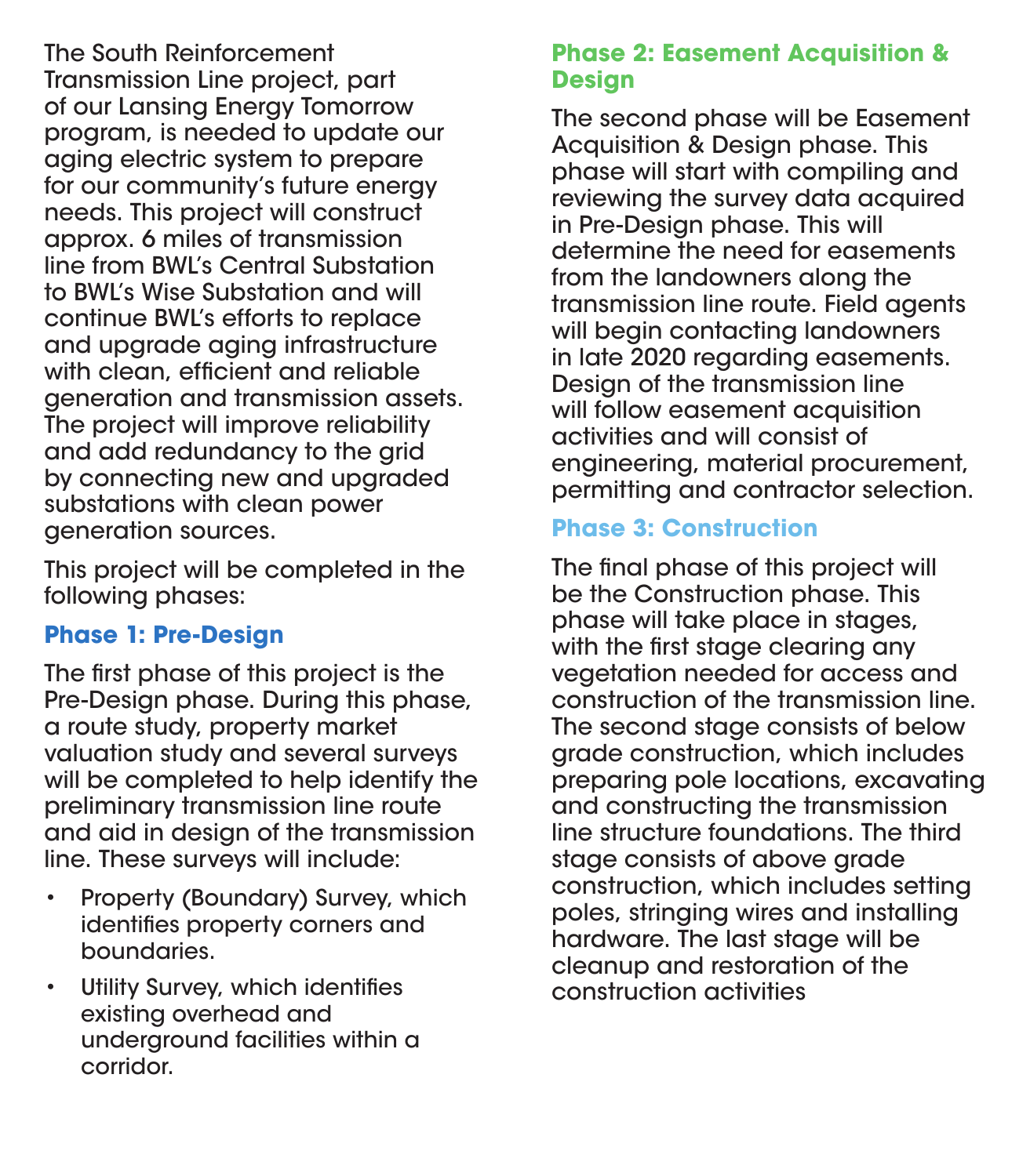The South Reinforcement Transmission Line project, part of our Lansing Energy Tomorrow program, is needed to update our aging electric system to prepare for our community's future energy needs. This project will construct approx. 6 miles of transmission line from BWL's Central Substation to BWL's Wise Substation and will continue BWL's efforts to replace and upgrade aging infrastructure with clean, efficient and reliable generation and transmission assets. The project will improve reliability and add redundancy to the grid by connecting new and upgraded substations with clean power generation sources.

This project will be completed in the following phases:

## Phase 1: Pre-Design

The first phase of this project is the Pre-Design phase. During this phase, a route study, property market valuation study and several surveys will be completed to help identify the preliminary transmission line route and aid in design of the transmission line. These surveys will include:

- Property (Boundary) Survey, which identifies property corners and boundaries.
- Utility Survey, which identifies existing overhead and underground facilities within a corridor.

## Phase 2: Easement Acquisition & Design

The second phase will be Easement Acquisition & Design phase. This phase will start with compiling and reviewing the survey data acquired in Pre-Design phase. This will determine the need for easements from the landowners along the transmission line route. Field agents will begin contacting landowners in late 2020 regarding easements. Design of the transmission line will follow easement acquisition activities and will consist of engineering, material procurement, permitting and contractor selection.

## Phase 3: Construction

The final phase of this project will be the Construction phase. This phase will take place in stages, with the first stage clearing any vegetation needed for access and construction of the transmission line. The second stage consists of below grade construction, which includes preparing pole locations, excavating and constructing the transmission line structure foundations. The third stage consists of above grade construction, which includes setting poles, stringing wires and installing hardware. The last stage will be cleanup and restoration of the construction activities